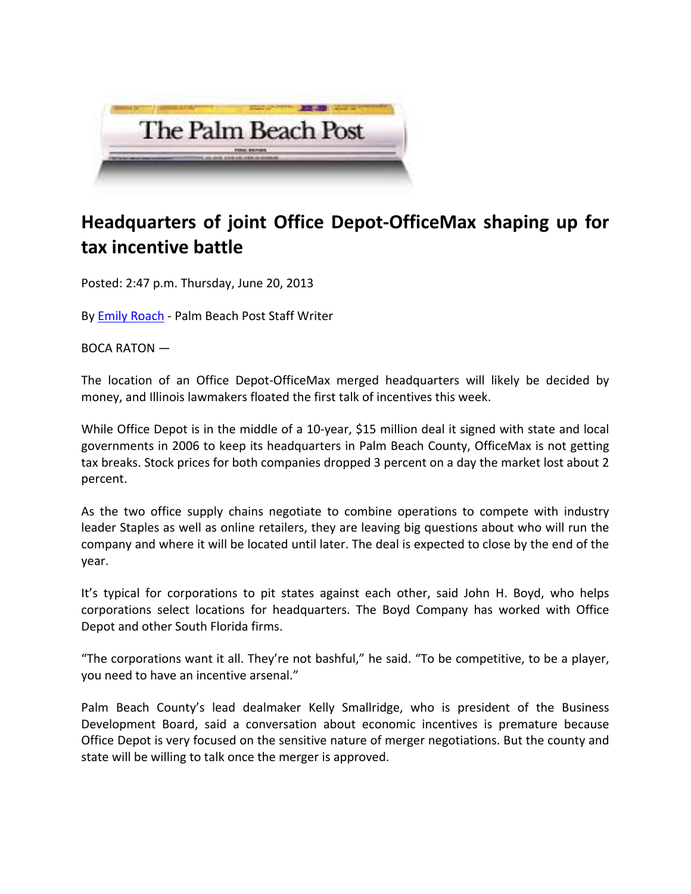The Palm Beach Post

# Headquarters of joint Office Depot-OfficeMax shaping up for tax incentive battle

Posted: 2:47 p.m. Thursday, June 20, 2013

By Emily Roach - Palm Beach Post Staff Writer

BOCA RATON —

The location of an Office Depot-OfficeMax merged headquarters will likely be decided by money, and Illinois lawmakers floated the first talk of incentives this week.

While Office Depot is in the middle of a 10-year, $15 million deal it signed with state and local governments in 2006 to keep its headquarters in Palm Beach County, OfficeMax is not getting tax breaks. Stock prices for both companies dropped 3 percent on a day the market lost about 2 percent.

As the two office supply chains negotiate to combine operations to compete with industry leader Staples as well as online retailers, they are leaving big questions about who will run the company and where it will be located until later. The deal is expected to close by the end of the year.

It's typical for corporations to pit states against each other, said John H. Boyd, who helps corporations select locations for headquarters. The Boyd Company has worked with Office Depot and other South Florida firms.

"The corporations want it all. They're not bashful," he said. "To be competitive, to be a player, you need to have an incentive arsenal."

Palm Beach County's lead dealmaker Kelly Smallridge, who is president of the Business Development Board, said a conversation about economic incentives is premature because Office Depot is very focused on the sensitive nature of merger negotiations. But the county and state will be willing to talk once the merger is approved.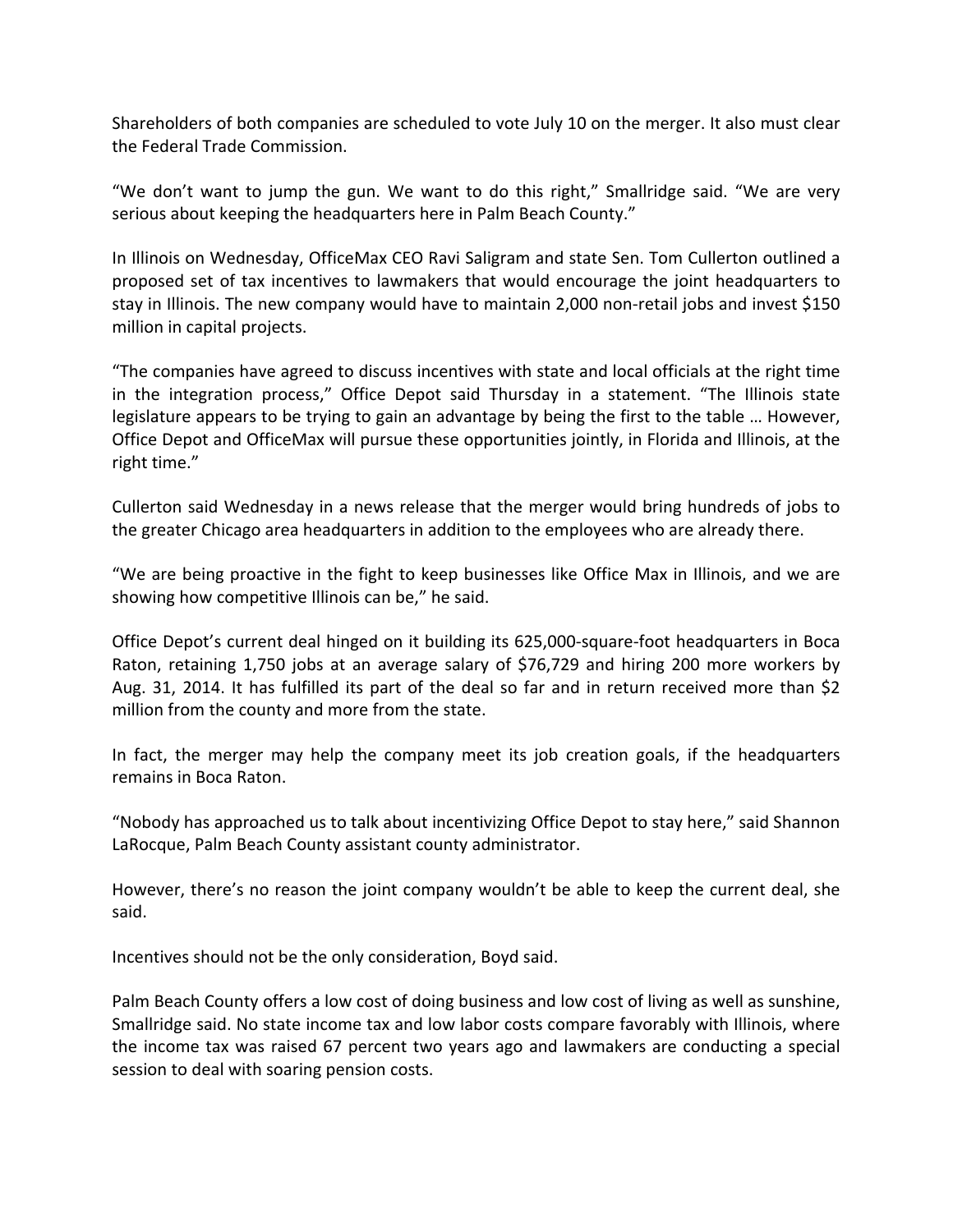Shareholders of both companies are scheduled to vote July 10 on the merger. It also must clear the Federal Trade Commission.

"We don't want to jump the gun. We want to do this right," Smallridge said. "We are very serious about keeping the headquarters here in Palm Beach County."

In Illinois on Wednesday, OfficeMax CEO Ravi Saligram and state Sen. Tom Cullerton outlined a proposed set of tax incentives to lawmakers that would encourage the joint headquarters to stay in Illinois. The new company would have to maintain 2,000 non-retail jobs and invest $150 million in capital projects.

"The companies have agreed to discuss incentives with state and local officials at the right time in the integration process," Office Depot said Thursday in a statement. "The Illinois state legislature appears to be trying to gain an advantage by being the first to the table … However, Office Depot and OfficeMax will pursue these opportunities jointly, in Florida and Illinois, at the right time."

Cullerton said Wednesday in a news release that the merger would bring hundreds of jobs to the greater Chicago area headquarters in addition to the employees who are already there.

"We are being proactive in the fight to keep businesses like Office Max in Illinois, and we are showing how competitive Illinois can be," he said.

Office Depot's current deal hinged on it building its 625,000-square-foot headquarters in Boca Raton, retaining 1,750 jobs at an average salary of $76,729 and hiring 200 more workers by Aug. 31, 2014. It has fulfilled its part of the deal so far and in return received more than $2 million from the county and more from the state.

In fact, the merger may help the company meet its job creation goals, if the headquarters remains in Boca Raton.

"Nobody has approached us to talk about incentivizing Office Depot to stay here," said Shannon LaRocque, Palm Beach County assistant county administrator.

However, there's no reason the joint company wouldn't be able to keep the current deal, she said.

Incentives should not be the only consideration, Boyd said.

Palm Beach County offers a low cost of doing business and low cost of living as well as sunshine, Smallridge said. No state income tax and low labor costs compare favorably with Illinois, where the income tax was raised 67 percent two years ago and lawmakers are conducting a special session to deal with soaring pension costs.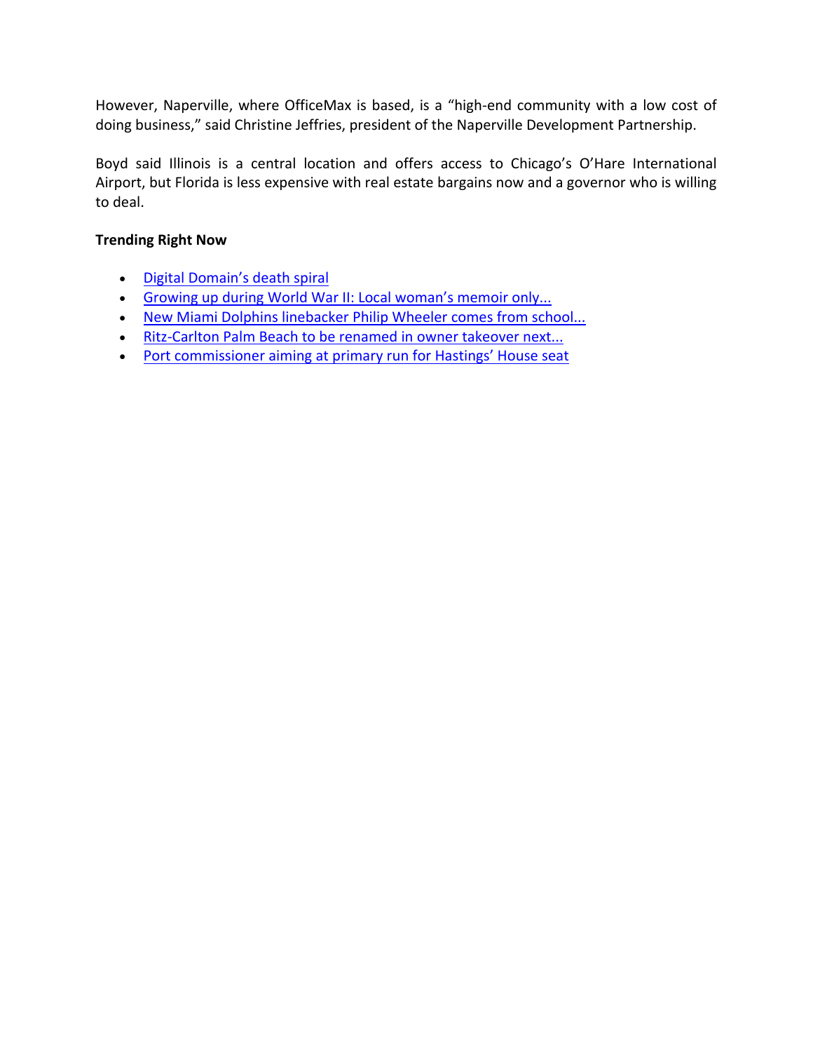However, Naperville, where OfficeMax is based, is a "high-end community with a low cost of doing business," said Christine Jeffries, president of the Naperville Development Partnership.

Boyd said Illinois is a central location and offers access to Chicago's O'Hare International Airport, but Florida is less expensive with real estate bargains now and a governor who is willing to deal.

**Trending Right Now**

- Digital Domain's death spiral
- Growing up during World War II: Local woman's memoir only...
- New Miami Dolphins linebacker Philip Wheeler comes from school...
- Ritz-Carlton Palm Beach to be renamed in owner takeover next...
- Port commissioner aiming at primary run for Hastings' House seat